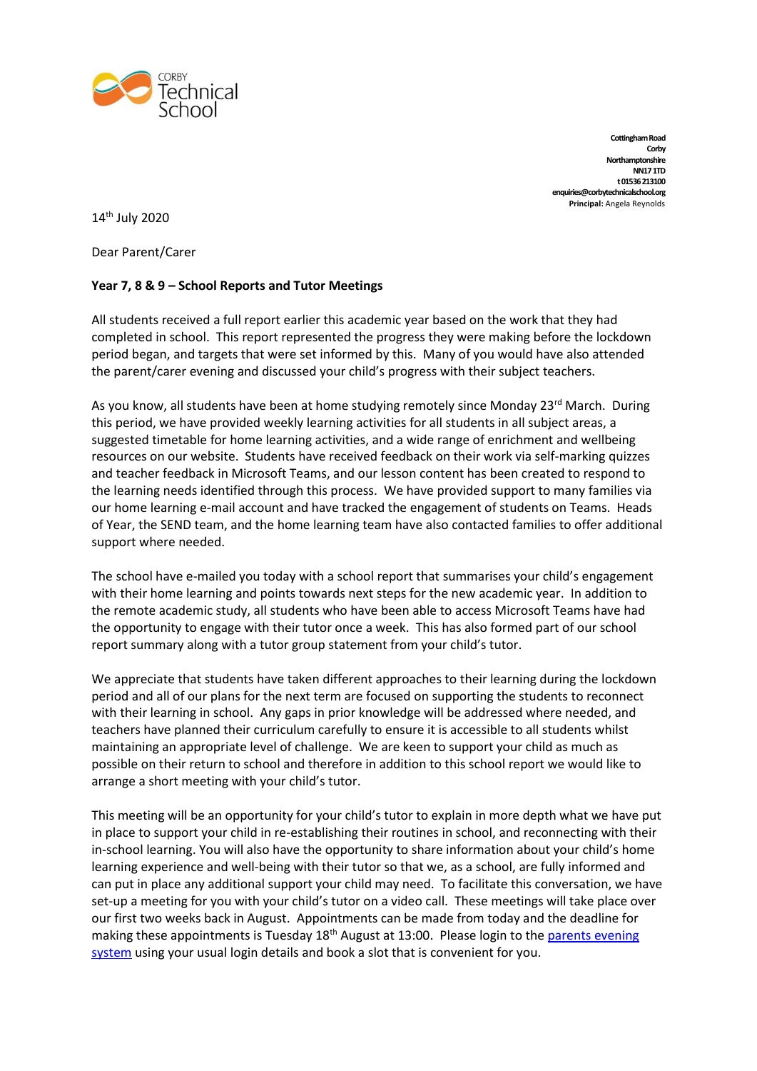CORBY Technical School

Cottingham Road
Corby
Northamptonshire
NN17 1TD
t 01536 213100
enquiries@corbytechnicalschool.org
**Principal:** Angela Reynolds

14th July 2020

Dear Parent/Carer

**Year 7, 8 & 9 – School Reports and Tutor Meetings**

All students received a full report earlier this academic year based on the work that they had completed in school. This report represented the progress they were making before the lockdown period began, and targets that were set informed by this. Many of you would have also attended the parent/carer evening and discussed your child's progress with their subject teachers.

As you know, all students have been at home studying remotely since Monday 23rd March. During this period, we have provided weekly learning activities for all students in all subject areas, a suggested timetable for home learning activities, and a wide range of enrichment and wellbeing resources on our website. Students have received feedback on their work via self-marking quizzes and teacher feedback in Microsoft Teams, and our lesson content has been created to respond to the learning needs identified through this process. We have provided support to many families via our home learning e-mail account and have tracked the engagement of students on Teams. Heads of Year, the SEND team, and the home learning team have also contacted families to offer additional support where needed.

The school have e-mailed you today with a school report that summarises your child's engagement with their home learning and points towards next steps for the new academic year. In addition to the remote academic study, all students who have been able to access Microsoft Teams have had the opportunity to engage with their tutor once a week. This has also formed part of our school report summary along with a tutor group statement from your child's tutor.

We appreciate that students have taken different approaches to their learning during the lockdown period and all of our plans for the next term are focused on supporting the students to reconnect with their learning in school. Any gaps in prior knowledge will be addressed where needed, and teachers have planned their curriculum carefully to ensure it is accessible to all students whilst maintaining an appropriate level of challenge. We are keen to support your child as much as possible on their return to school and therefore in addition to this school report we would like to arrange a short meeting with your child's tutor.

This meeting will be an opportunity for your child's tutor to explain in more depth what we have put in place to support your child in re-establishing their routines in school, and reconnecting with their in-school learning. You will also have the opportunity to share information about your child's home learning experience and well-being with their tutor so that we, as a school, are fully informed and can put in place any additional support your child may need. To facilitate this conversation, we have set-up a meeting for you with your child's tutor on a video call. These meetings will take place over our first two weeks back in August. Appointments can be made from today and the deadline for making these appointments is Tuesday 18th August at 13:00. Please login to the parents evening system using your usual login details and book a slot that is convenient for you.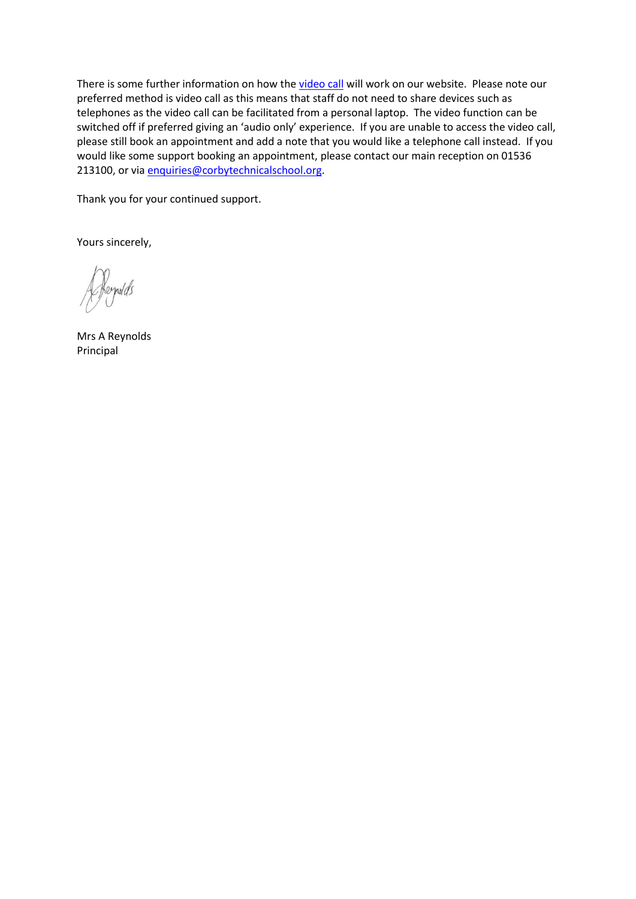There is some further information on how the video call will work on our website. Please note our preferred method is video call as this means that staff do not need to share devices such as telephones as the video call can be facilitated from a personal laptop. The video function can be switched off if preferred giving an 'audio only' experience. If you are unable to access the video call, please still book an appointment and add a note that you would like a telephone call instead. If you would like some support booking an appointment, please contact our main reception on 01536 213100, or via enquiries@corbytechnicalschool.org.

Thank you for your continued support.

Yours sincerely,

Mrs A Reynolds
Principal